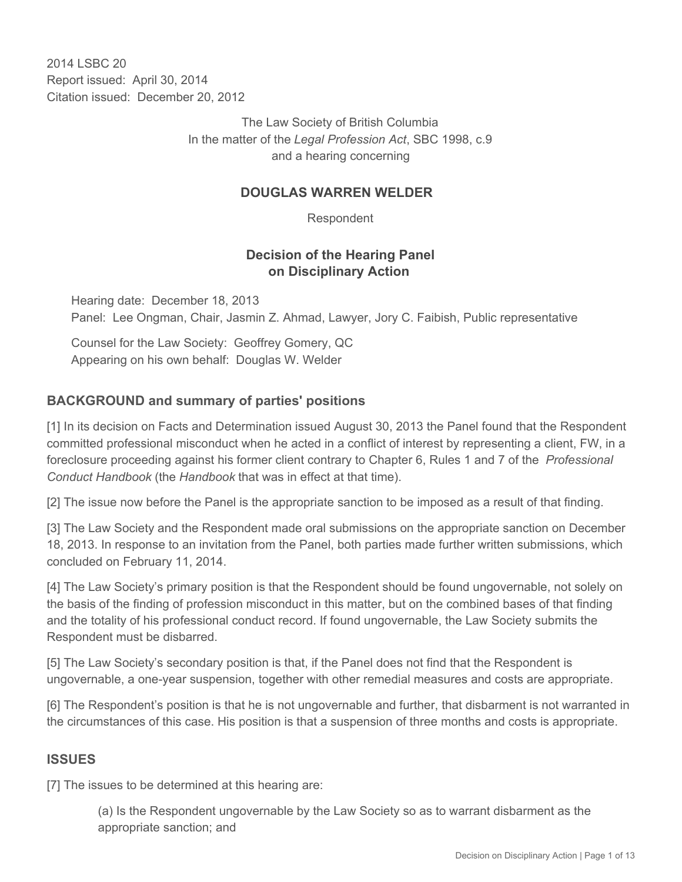2014 LSBC 20
Report issued: April 30, 2014
Citation issued: December 20, 2012

The Law Society of British Columbia
In the matter of the *Legal Profession Act*, SBC 1998, c.9
and a hearing concerning

**DOUGLAS WARREN WELDER**

Respondent

## Decision of the Hearing Panel on Disciplinary Action

Hearing date: December 18, 2013
Panel: Lee Ongman, Chair, Jasmin Z. Ahmad, Lawyer, Jory C. Faibish, Public representative

Counsel for the Law Society: Geoffrey Gomery, QC
Appearing on his own behalf: Douglas W. Welder

### BACKGROUND and summary of parties' positions

[1] In its decision on Facts and Determination issued August 30, 2013 the Panel found that the Respondent committed professional misconduct when he acted in a conflict of interest by representing a client, FW, in a foreclosure proceeding against his former client contrary to Chapter 6, Rules 1 and 7 of the *Professional Conduct Handbook* (the *Handbook* that was in effect at that time).

[2] The issue now before the Panel is the appropriate sanction to be imposed as a result of that finding.

[3] The Law Society and the Respondent made oral submissions on the appropriate sanction on December 18, 2013. In response to an invitation from the Panel, both parties made further written submissions, which concluded on February 11, 2014.

[4] The Law Society's primary position is that the Respondent should be found ungovernable, not solely on the basis of the finding of profession misconduct in this matter, but on the combined bases of that finding and the totality of his professional conduct record. If found ungovernable, the Law Society submits the Respondent must be disbarred.

[5] The Law Society's secondary position is that, if the Panel does not find that the Respondent is ungovernable, a one-year suspension, together with other remedial measures and costs are appropriate.

[6] The Respondent's position is that he is not ungovernable and further, that disbarment is not warranted in the circumstances of this case. His position is that a suspension of three months and costs is appropriate.

### ISSUES

[7] The issues to be determined at this hearing are:

(a) Is the Respondent ungovernable by the Law Society so as to warrant disbarment as the appropriate sanction; and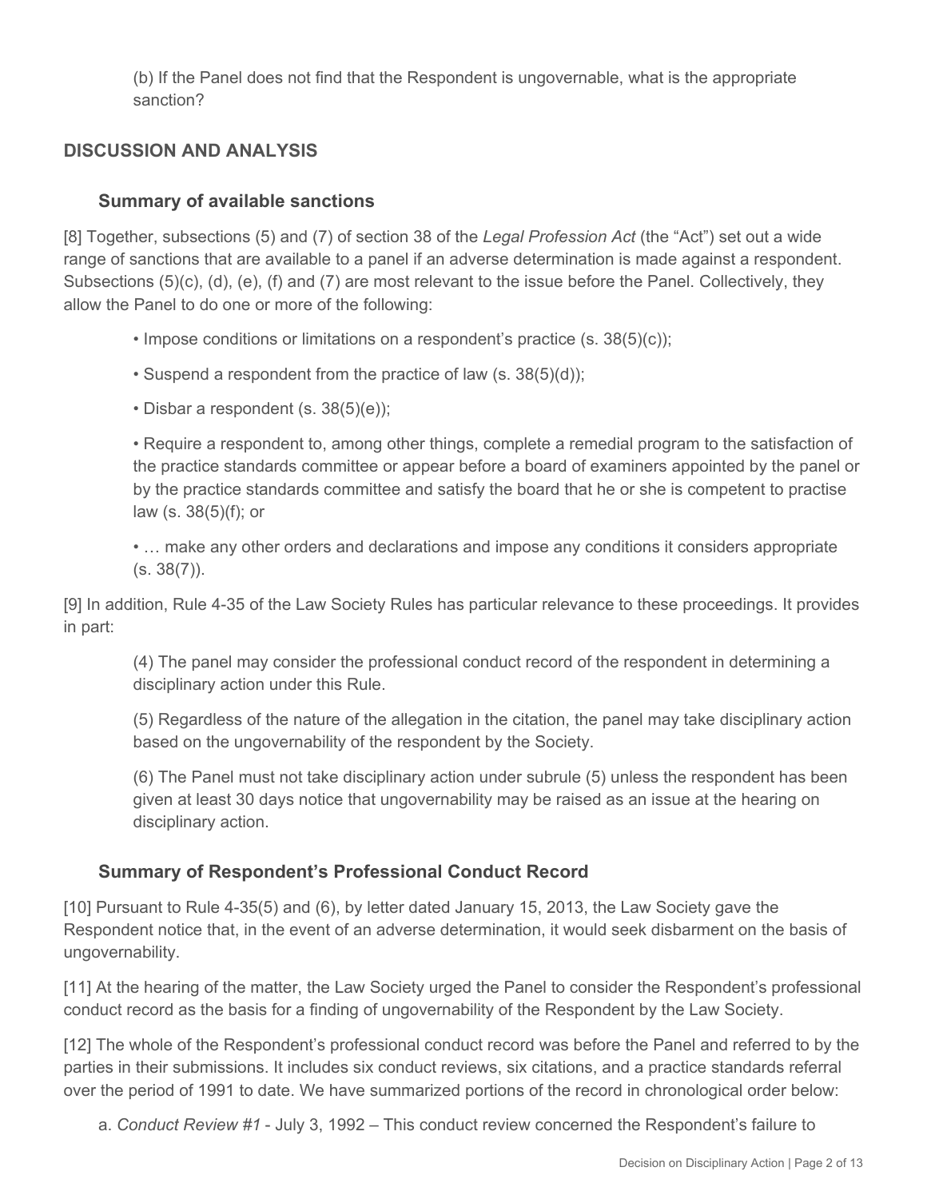(b) If the Panel does not find that the Respondent is ungovernable, what is the appropriate sanction?

## DISCUSSION AND ANALYSIS

### Summary of available sanctions

[8] Together, subsections (5) and (7) of section 38 of the *Legal Profession Act* (the "Act") set out a wide range of sanctions that are available to a panel if an adverse determination is made against a respondent. Subsections (5)(c), (d), (e), (f) and (7) are most relevant to the issue before the Panel. Collectively, they allow the Panel to do one or more of the following:

- Impose conditions or limitations on a respondent's practice (s. 38(5)(c));
- Suspend a respondent from the practice of law (s. 38(5)(d));
- Disbar a respondent (s. 38(5)(e));
- Require a respondent to, among other things, complete a remedial program to the satisfaction of the practice standards committee or appear before a board of examiners appointed by the panel or by the practice standards committee and satisfy the board that he or she is competent to practise law (s. 38(5)(f); or
- … make any other orders and declarations and impose any conditions it considers appropriate (s. 38(7)).

[9] In addition, Rule 4-35 of the Law Society Rules has particular relevance to these proceedings. It provides in part:

> (4) The panel may consider the professional conduct record of the respondent in determining a disciplinary action under this Rule.
>
> (5) Regardless of the nature of the allegation in the citation, the panel may take disciplinary action based on the ungovernability of the respondent by the Society.
>
> (6) The Panel must not take disciplinary action under subrule (5) unless the respondent has been given at least 30 days notice that ungovernability may be raised as an issue at the hearing on disciplinary action.

### Summary of Respondent's Professional Conduct Record

[10] Pursuant to Rule 4-35(5) and (6), by letter dated January 15, 2013, the Law Society gave the Respondent notice that, in the event of an adverse determination, it would seek disbarment on the basis of ungovernability.

[11] At the hearing of the matter, the Law Society urged the Panel to consider the Respondent's professional conduct record as the basis for a finding of ungovernability of the Respondent by the Law Society.

[12] The whole of the Respondent's professional conduct record was before the Panel and referred to by the parties in their submissions. It includes six conduct reviews, six citations, and a practice standards referral over the period of 1991 to date. We have summarized portions of the record in chronological order below:

a. *Conduct Review #1* - July 3, 1992 – This conduct review concerned the Respondent's failure to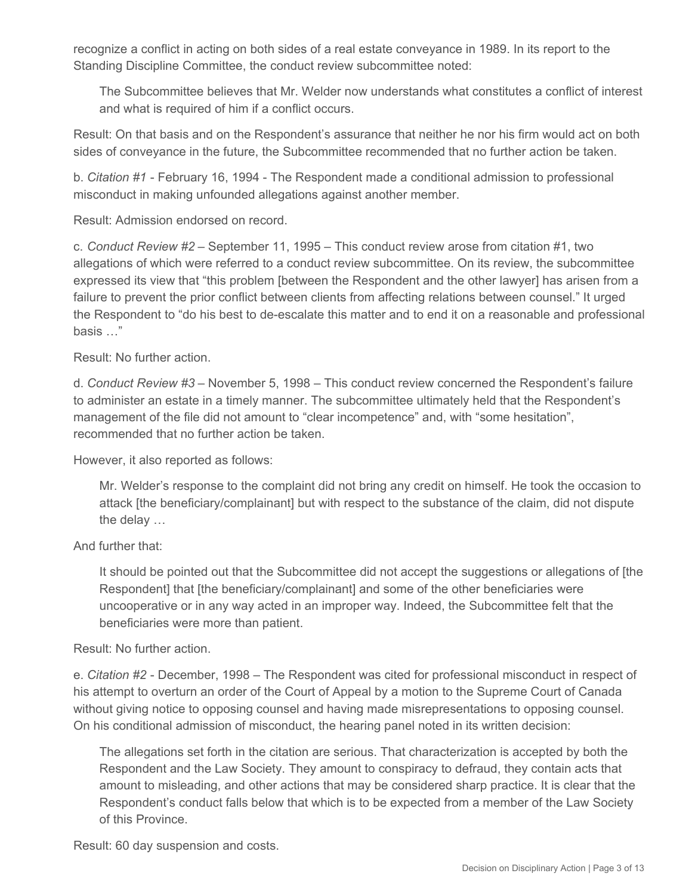recognize a conflict in acting on both sides of a real estate conveyance in 1989. In its report to the Standing Discipline Committee, the conduct review subcommittee noted:

> The Subcommittee believes that Mr. Welder now understands what constitutes a conflict of interest and what is required of him if a conflict occurs.

Result: On that basis and on the Respondent's assurance that neither he nor his firm would act on both sides of conveyance in the future, the Subcommittee recommended that no further action be taken.

b. *Citation #1* - February 16, 1994 - The Respondent made a conditional admission to professional misconduct in making unfounded allegations against another member.

Result: Admission endorsed on record.

c. *Conduct Review #2* – September 11, 1995 – This conduct review arose from citation #1, two allegations of which were referred to a conduct review subcommittee. On its review, the subcommittee expressed its view that "this problem [between the Respondent and the other lawyer] has arisen from a failure to prevent the prior conflict between clients from affecting relations between counsel." It urged the Respondent to "do his best to de-escalate this matter and to end it on a reasonable and professional basis …"

Result: No further action.

d. *Conduct Review #3* – November 5, 1998 – This conduct review concerned the Respondent's failure to administer an estate in a timely manner. The subcommittee ultimately held that the Respondent's management of the file did not amount to "clear incompetence" and, with "some hesitation", recommended that no further action be taken.

However, it also reported as follows:

> Mr. Welder's response to the complaint did not bring any credit on himself. He took the occasion to attack [the beneficiary/complainant] but with respect to the substance of the claim, did not dispute the delay …

And further that:

> It should be pointed out that the Subcommittee did not accept the suggestions or allegations of [the Respondent] that [the beneficiary/complainant] and some of the other beneficiaries were uncooperative or in any way acted in an improper way. Indeed, the Subcommittee felt that the beneficiaries were more than patient.

Result: No further action.

e. *Citation #2* - December, 1998 – The Respondent was cited for professional misconduct in respect of his attempt to overturn an order of the Court of Appeal by a motion to the Supreme Court of Canada without giving notice to opposing counsel and having made misrepresentations to opposing counsel. On his conditional admission of misconduct, the hearing panel noted in its written decision:

> The allegations set forth in the citation are serious. That characterization is accepted by both the Respondent and the Law Society. They amount to conspiracy to defraud, they contain acts that amount to misleading, and other actions that may be considered sharp practice. It is clear that the Respondent's conduct falls below that which is to be expected from a member of the Law Society of this Province.

Result: 60 day suspension and costs.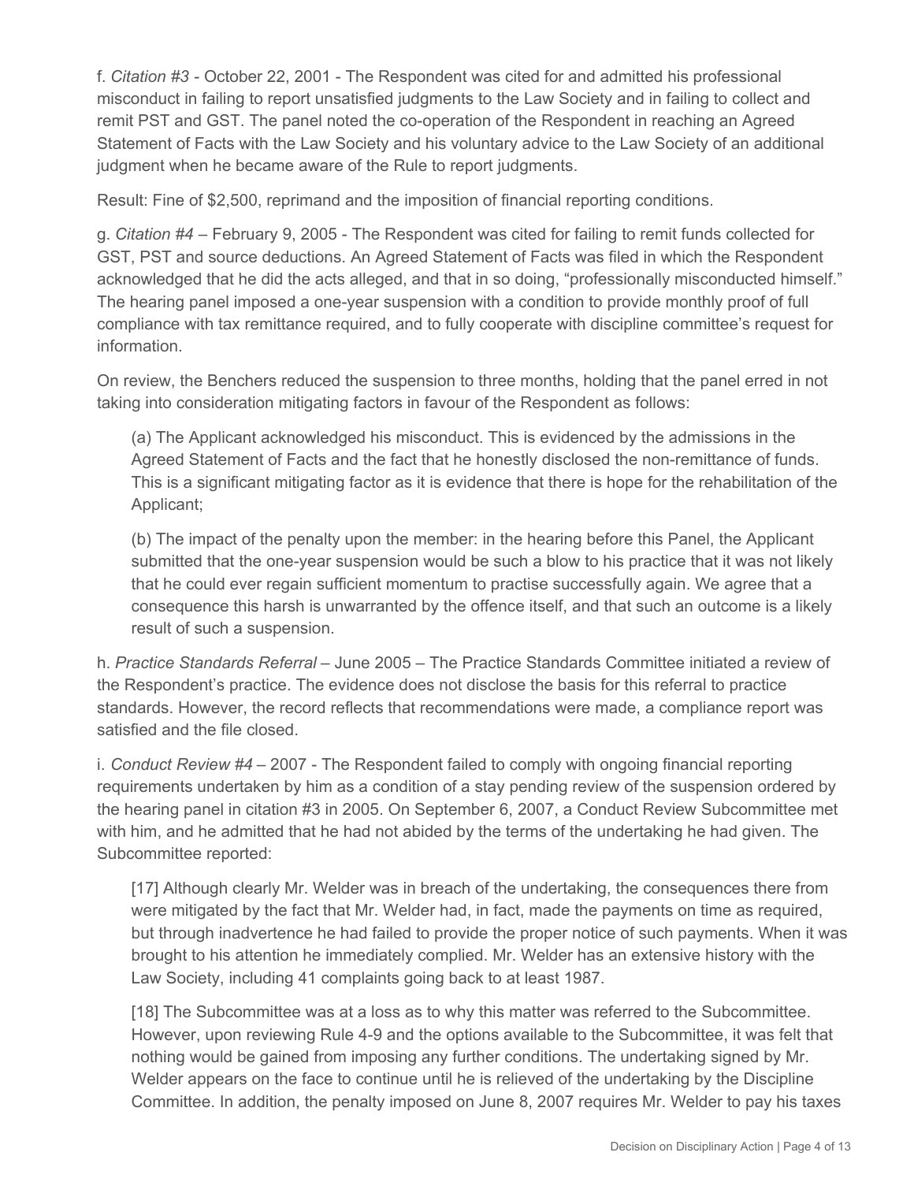f. *Citation #3* - October 22, 2001 - The Respondent was cited for and admitted his professional misconduct in failing to report unsatisfied judgments to the Law Society and in failing to collect and remit PST and GST. The panel noted the co-operation of the Respondent in reaching an Agreed Statement of Facts with the Law Society and his voluntary advice to the Law Society of an additional judgment when he became aware of the Rule to report judgments.

Result: Fine of $2,500, reprimand and the imposition of financial reporting conditions.

g. *Citation #4* – February 9, 2005 - The Respondent was cited for failing to remit funds collected for GST, PST and source deductions. An Agreed Statement of Facts was filed in which the Respondent acknowledged that he did the acts alleged, and that in so doing, "professionally misconducted himself." The hearing panel imposed a one-year suspension with a condition to provide monthly proof of full compliance with tax remittance required, and to fully cooperate with discipline committee's request for information.

On review, the Benchers reduced the suspension to three months, holding that the panel erred in not taking into consideration mitigating factors in favour of the Respondent as follows:

> (a) The Applicant acknowledged his misconduct. This is evidenced by the admissions in the Agreed Statement of Facts and the fact that he honestly disclosed the non-remittance of funds. This is a significant mitigating factor as it is evidence that there is hope for the rehabilitation of the Applicant;
>
> (b) The impact of the penalty upon the member: in the hearing before this Panel, the Applicant submitted that the one-year suspension would be such a blow to his practice that it was not likely that he could ever regain sufficient momentum to practise successfully again. We agree that a consequence this harsh is unwarranted by the offence itself, and that such an outcome is a likely result of such a suspension.

h. *Practice Standards Referral* – June 2005 – The Practice Standards Committee initiated a review of the Respondent's practice. The evidence does not disclose the basis for this referral to practice standards. However, the record reflects that recommendations were made, a compliance report was satisfied and the file closed.

i. *Conduct Review #4* – 2007 - The Respondent failed to comply with ongoing financial reporting requirements undertaken by him as a condition of a stay pending review of the suspension ordered by the hearing panel in citation #3 in 2005. On September 6, 2007, a Conduct Review Subcommittee met with him, and he admitted that he had not abided by the terms of the undertaking he had given. The Subcommittee reported:

> [17] Although clearly Mr. Welder was in breach of the undertaking, the consequences there from were mitigated by the fact that Mr. Welder had, in fact, made the payments on time as required, but through inadvertence he had failed to provide the proper notice of such payments. When it was brought to his attention he immediately complied. Mr. Welder has an extensive history with the Law Society, including 41 complaints going back to at least 1987.
>
> [18] The Subcommittee was at a loss as to why this matter was referred to the Subcommittee. However, upon reviewing Rule 4-9 and the options available to the Subcommittee, it was felt that nothing would be gained from imposing any further conditions. The undertaking signed by Mr. Welder appears on the face to continue until he is relieved of the undertaking by the Discipline Committee. In addition, the penalty imposed on June 8, 2007 requires Mr. Welder to pay his taxes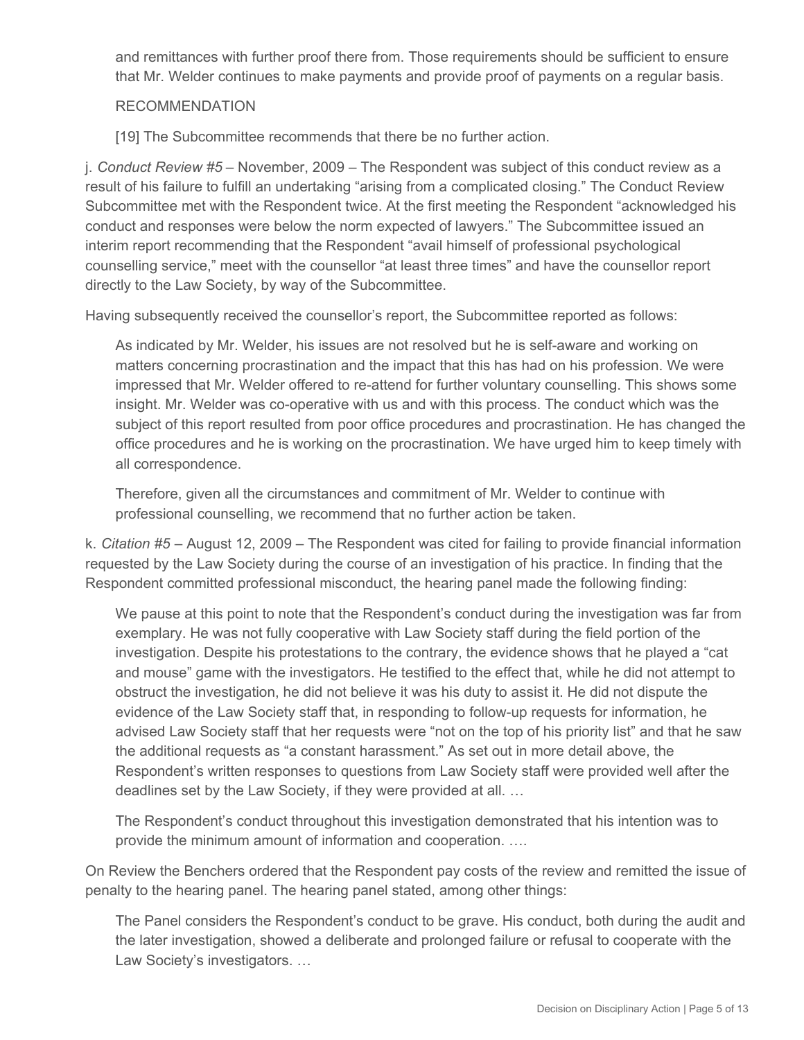> and remittances with further proof there from. Those requirements should be sufficient to ensure that Mr. Welder continues to make payments and provide proof of payments on a regular basis.
>
> RECOMMENDATION
>
> [19] The Subcommittee recommends that there be no further action.

j. *Conduct Review #5* – November, 2009 – The Respondent was subject of this conduct review as a result of his failure to fulfill an undertaking "arising from a complicated closing." The Conduct Review Subcommittee met with the Respondent twice. At the first meeting the Respondent "acknowledged his conduct and responses were below the norm expected of lawyers." The Subcommittee issued an interim report recommending that the Respondent "avail himself of professional psychological counselling service," meet with the counsellor "at least three times" and have the counsellor report directly to the Law Society, by way of the Subcommittee.

Having subsequently received the counsellor's report, the Subcommittee reported as follows:

> As indicated by Mr. Welder, his issues are not resolved but he is self-aware and working on matters concerning procrastination and the impact that this has had on his profession. We were impressed that Mr. Welder offered to re-attend for further voluntary counselling. This shows some insight. Mr. Welder was co-operative with us and with this process. The conduct which was the subject of this report resulted from poor office procedures and procrastination. He has changed the office procedures and he is working on the procrastination. We have urged him to keep timely with all correspondence.
>
> Therefore, given all the circumstances and commitment of Mr. Welder to continue with professional counselling, we recommend that no further action be taken.

k. *Citation #5* – August 12, 2009 – The Respondent was cited for failing to provide financial information requested by the Law Society during the course of an investigation of his practice. In finding that the Respondent committed professional misconduct, the hearing panel made the following finding:

> We pause at this point to note that the Respondent's conduct during the investigation was far from exemplary. He was not fully cooperative with Law Society staff during the field portion of the investigation. Despite his protestations to the contrary, the evidence shows that he played a "cat and mouse" game with the investigators. He testified to the effect that, while he did not attempt to obstruct the investigation, he did not believe it was his duty to assist it. He did not dispute the evidence of the Law Society staff that, in responding to follow-up requests for information, he advised Law Society staff that her requests were "not on the top of his priority list" and that he saw the additional requests as "a constant harassment." As set out in more detail above, the Respondent's written responses to questions from Law Society staff were provided well after the deadlines set by the Law Society, if they were provided at all. …
>
> The Respondent's conduct throughout this investigation demonstrated that his intention was to provide the minimum amount of information and cooperation. ….

On Review the Benchers ordered that the Respondent pay costs of the review and remitted the issue of penalty to the hearing panel. The hearing panel stated, among other things:

> The Panel considers the Respondent's conduct to be grave. His conduct, both during the audit and the later investigation, showed a deliberate and prolonged failure or refusal to cooperate with the Law Society's investigators. …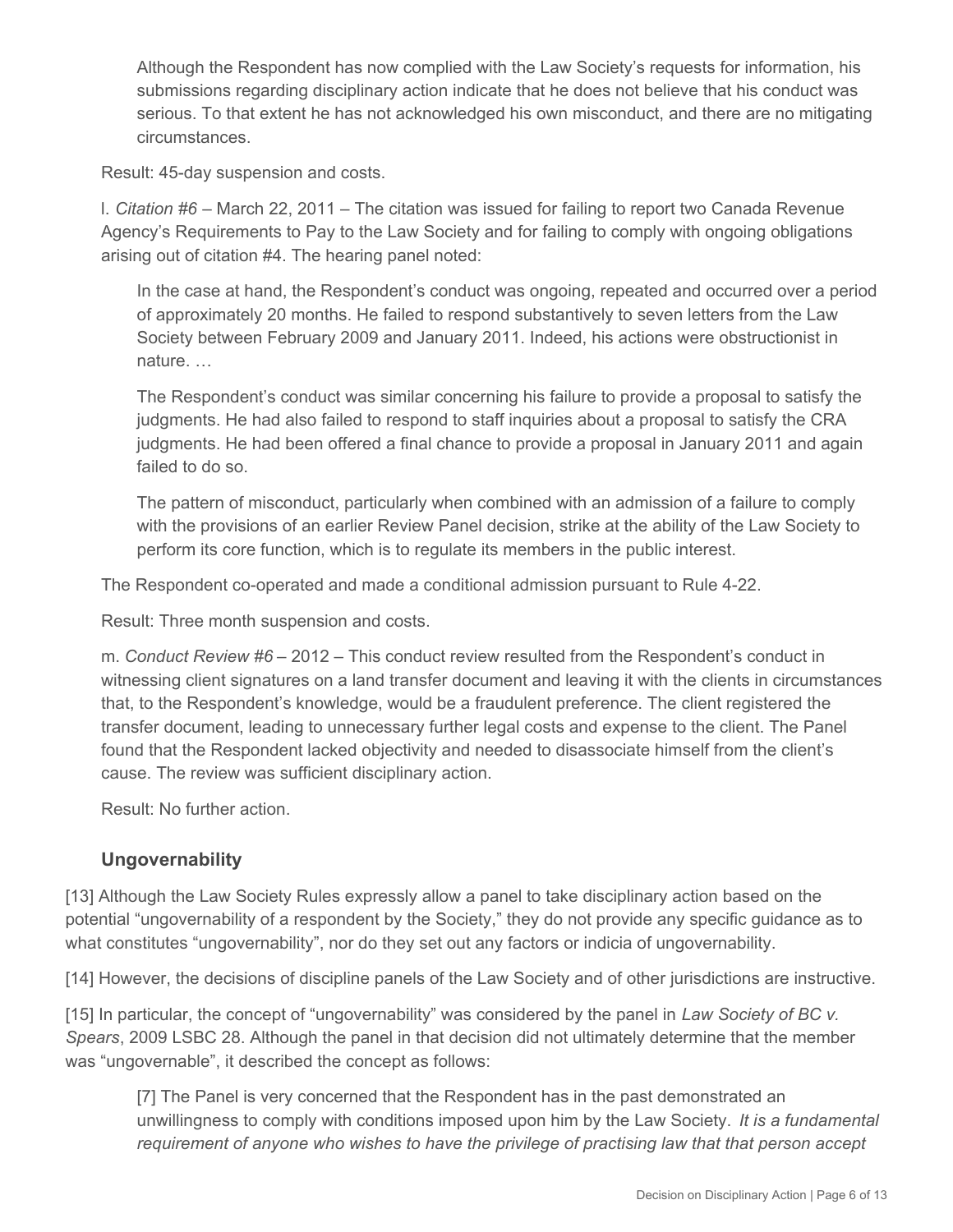Although the Respondent has now complied with the Law Society's requests for information, his submissions regarding disciplinary action indicate that he does not believe that his conduct was serious. To that extent he has not acknowledged his own misconduct, and there are no mitigating circumstances.

Result: 45-day suspension and costs.

l. *Citation #6* – March 22, 2011 – The citation was issued for failing to report two Canada Revenue Agency's Requirements to Pay to the Law Society and for failing to comply with ongoing obligations arising out of citation #4. The hearing panel noted:

> In the case at hand, the Respondent's conduct was ongoing, repeated and occurred over a period of approximately 20 months. He failed to respond substantively to seven letters from the Law Society between February 2009 and January 2011. Indeed, his actions were obstructionist in nature. …
>
> The Respondent's conduct was similar concerning his failure to provide a proposal to satisfy the judgments. He had also failed to respond to staff inquiries about a proposal to satisfy the CRA judgments. He had been offered a final chance to provide a proposal in January 2011 and again failed to do so.
>
> The pattern of misconduct, particularly when combined with an admission of a failure to comply with the provisions of an earlier Review Panel decision, strike at the ability of the Law Society to perform its core function, which is to regulate its members in the public interest.

The Respondent co-operated and made a conditional admission pursuant to Rule 4-22.

Result: Three month suspension and costs.

m. *Conduct Review #6* – 2012 – This conduct review resulted from the Respondent's conduct in witnessing client signatures on a land transfer document and leaving it with the clients in circumstances that, to the Respondent's knowledge, would be a fraudulent preference. The client registered the transfer document, leading to unnecessary further legal costs and expense to the client. The Panel found that the Respondent lacked objectivity and needed to disassociate himself from the client's cause. The review was sufficient disciplinary action.

Result: No further action.

## Ungovernability

[13] Although the Law Society Rules expressly allow a panel to take disciplinary action based on the potential "ungovernability of a respondent by the Society," they do not provide any specific guidance as to what constitutes "ungovernability", nor do they set out any factors or indicia of ungovernability.

[14] However, the decisions of discipline panels of the Law Society and of other jurisdictions are instructive.

[15] In particular, the concept of "ungovernability" was considered by the panel in *Law Society of BC v. Spears*, 2009 LSBC 28. Although the panel in that decision did not ultimately determine that the member was "ungovernable", it described the concept as follows:

> [7] The Panel is very concerned that the Respondent has in the past demonstrated an unwillingness to comply with conditions imposed upon him by the Law Society. *It is a fundamental requirement of anyone who wishes to have the privilege of practising law that that person accept*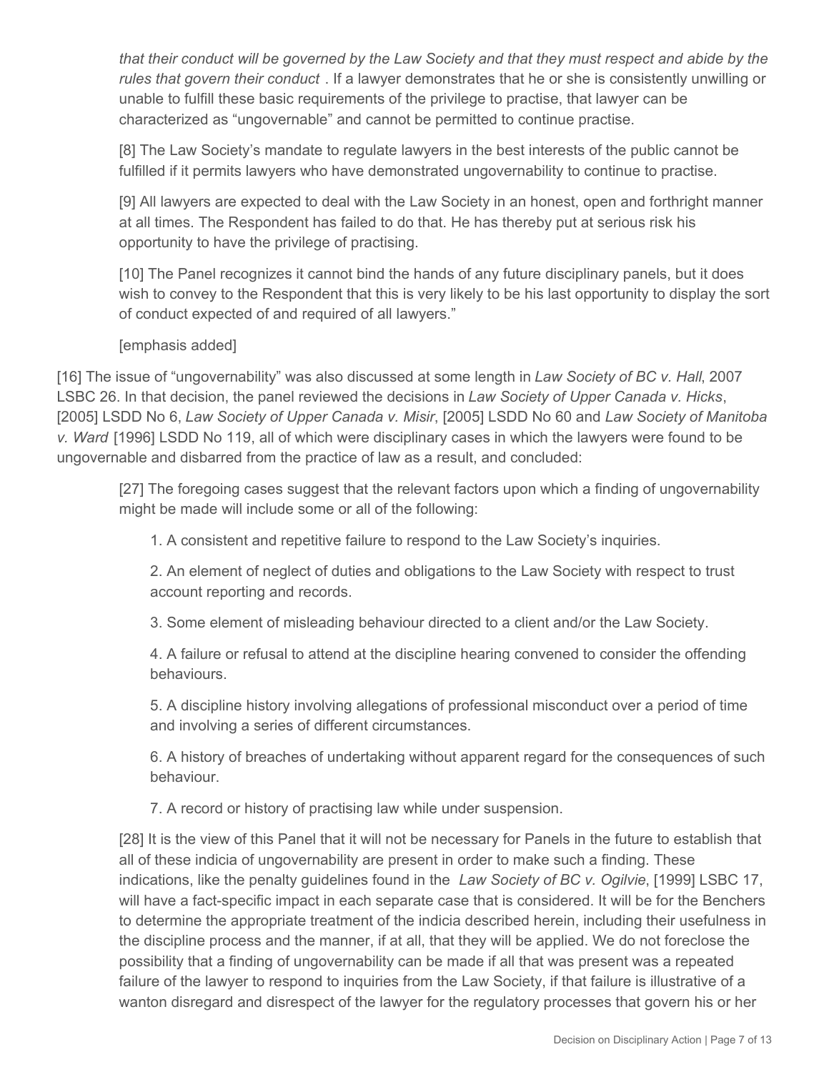> *that their conduct will be governed by the Law Society and that they must respect and abide by the rules that govern their conduct* . If a lawyer demonstrates that he or she is consistently unwilling or unable to fulfill these basic requirements of the privilege to practise, that lawyer can be characterized as "ungovernable" and cannot be permitted to continue practise.
>
> [8] The Law Society's mandate to regulate lawyers in the best interests of the public cannot be fulfilled if it permits lawyers who have demonstrated ungovernability to continue to practise.
>
> [9] All lawyers are expected to deal with the Law Society in an honest, open and forthright manner at all times. The Respondent has failed to do that. He has thereby put at serious risk his opportunity to have the privilege of practising.
>
> [10] The Panel recognizes it cannot bind the hands of any future disciplinary panels, but it does wish to convey to the Respondent that this is very likely to be his last opportunity to display the sort of conduct expected of and required of all lawyers."
>
> [emphasis added]

[16] The issue of "ungovernability" was also discussed at some length in *Law Society of BC v. Hall*, 2007 LSBC 26. In that decision, the panel reviewed the decisions in *Law Society of Upper Canada v. Hicks*, [2005] LSDD No 6, *Law Society of Upper Canada v. Misir*, [2005] LSDD No 60 and *Law Society of Manitoba v. Ward* [1996] LSDD No 119, all of which were disciplinary cases in which the lawyers were found to be ungovernable and disbarred from the practice of law as a result, and concluded:

> [27] The foregoing cases suggest that the relevant factors upon which a finding of ungovernability might be made will include some or all of the following:
>
> 1. A consistent and repetitive failure to respond to the Law Society's inquiries.
> 2. An element of neglect of duties and obligations to the Law Society with respect to trust account reporting and records.
> 3. Some element of misleading behaviour directed to a client and/or the Law Society.
> 4. A failure or refusal to attend at the discipline hearing convened to consider the offending behaviours.
> 5. A discipline history involving allegations of professional misconduct over a period of time and involving a series of different circumstances.
> 6. A history of breaches of undertaking without apparent regard for the consequences of such behaviour.
> 7. A record or history of practising law while under suspension.
>
> [28] It is the view of this Panel that it will not be necessary for Panels in the future to establish that all of these indicia of ungovernability are present in order to make such a finding. These indications, like the penalty guidelines found in the *Law Society of BC v. Ogilvie*, [1999] LSBC 17, will have a fact-specific impact in each separate case that is considered. It will be for the Benchers to determine the appropriate treatment of the indicia described herein, including their usefulness in the discipline process and the manner, if at all, that they will be applied. We do not foreclose the possibility that a finding of ungovernability can be made if all that was present was a repeated failure of the lawyer to respond to inquiries from the Law Society, if that failure is illustrative of a wanton disregard and disrespect of the lawyer for the regulatory processes that govern his or her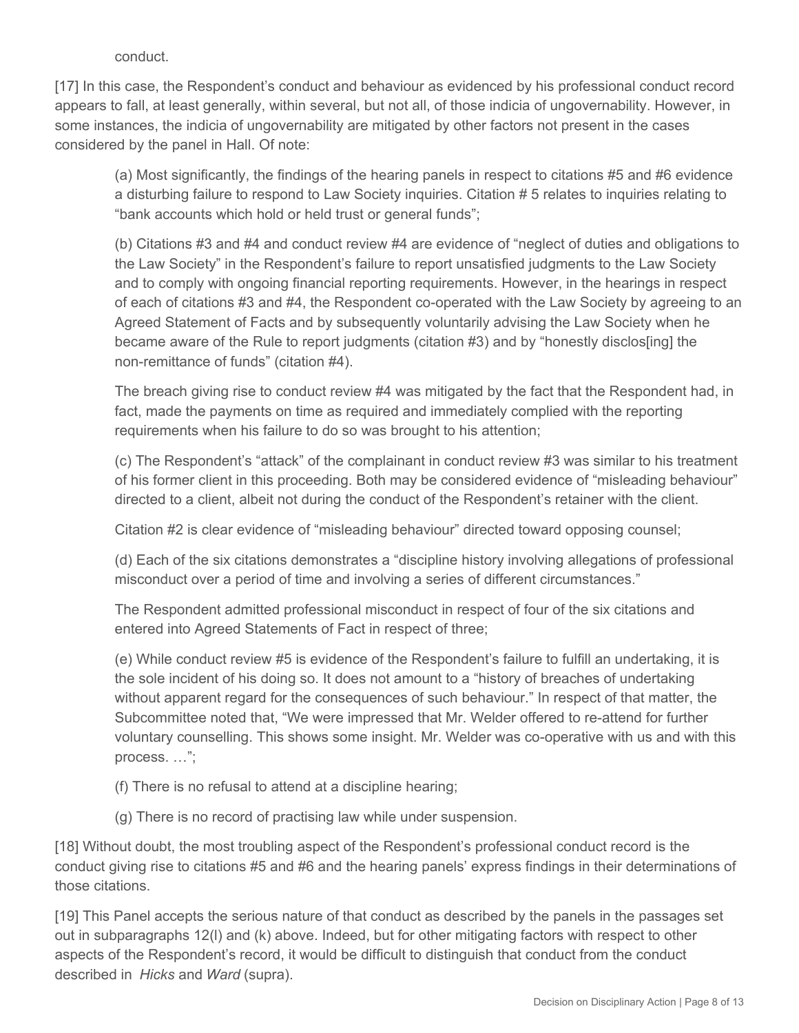conduct.

[17] In this case, the Respondent's conduct and behaviour as evidenced by his professional conduct record appears to fall, at least generally, within several, but not all, of those indicia of ungovernability. However, in some instances, the indicia of ungovernability are mitigated by other factors not present in the cases considered by the panel in Hall. Of note:

> (a) Most significantly, the findings of the hearing panels in respect to citations #5 and #6 evidence a disturbing failure to respond to Law Society inquiries. Citation # 5 relates to inquiries relating to "bank accounts which hold or held trust or general funds";
>
> (b) Citations #3 and #4 and conduct review #4 are evidence of "neglect of duties and obligations to the Law Society" in the Respondent's failure to report unsatisfied judgments to the Law Society and to comply with ongoing financial reporting requirements. However, in the hearings in respect of each of citations #3 and #4, the Respondent co-operated with the Law Society by agreeing to an Agreed Statement of Facts and by subsequently voluntarily advising the Law Society when he became aware of the Rule to report judgments (citation #3) and by "honestly disclos[ing] the non-remittance of funds" (citation #4).
>
> The breach giving rise to conduct review #4 was mitigated by the fact that the Respondent had, in fact, made the payments on time as required and immediately complied with the reporting requirements when his failure to do so was brought to his attention;
>
> (c) The Respondent's "attack" of the complainant in conduct review #3 was similar to his treatment of his former client in this proceeding. Both may be considered evidence of "misleading behaviour" directed to a client, albeit not during the conduct of the Respondent's retainer with the client.
>
> Citation #2 is clear evidence of "misleading behaviour" directed toward opposing counsel;
>
> (d) Each of the six citations demonstrates a "discipline history involving allegations of professional misconduct over a period of time and involving a series of different circumstances."
>
> The Respondent admitted professional misconduct in respect of four of the six citations and entered into Agreed Statements of Fact in respect of three;
>
> (e) While conduct review #5 is evidence of the Respondent's failure to fulfill an undertaking, it is the sole incident of his doing so. It does not amount to a "history of breaches of undertaking without apparent regard for the consequences of such behaviour." In respect of that matter, the Subcommittee noted that, "We were impressed that Mr. Welder offered to re-attend for further voluntary counselling. This shows some insight. Mr. Welder was co-operative with us and with this process. …";
>
> (f) There is no refusal to attend at a discipline hearing;
>
> (g) There is no record of practising law while under suspension.

[18] Without doubt, the most troubling aspect of the Respondent's professional conduct record is the conduct giving rise to citations #5 and #6 and the hearing panels' express findings in their determinations of those citations.

[19] This Panel accepts the serious nature of that conduct as described by the panels in the passages set out in subparagraphs 12(l) and (k) above. Indeed, but for other mitigating factors with respect to other aspects of the Respondent's record, it would be difficult to distinguish that conduct from the conduct described in *Hicks* and *Ward* (supra).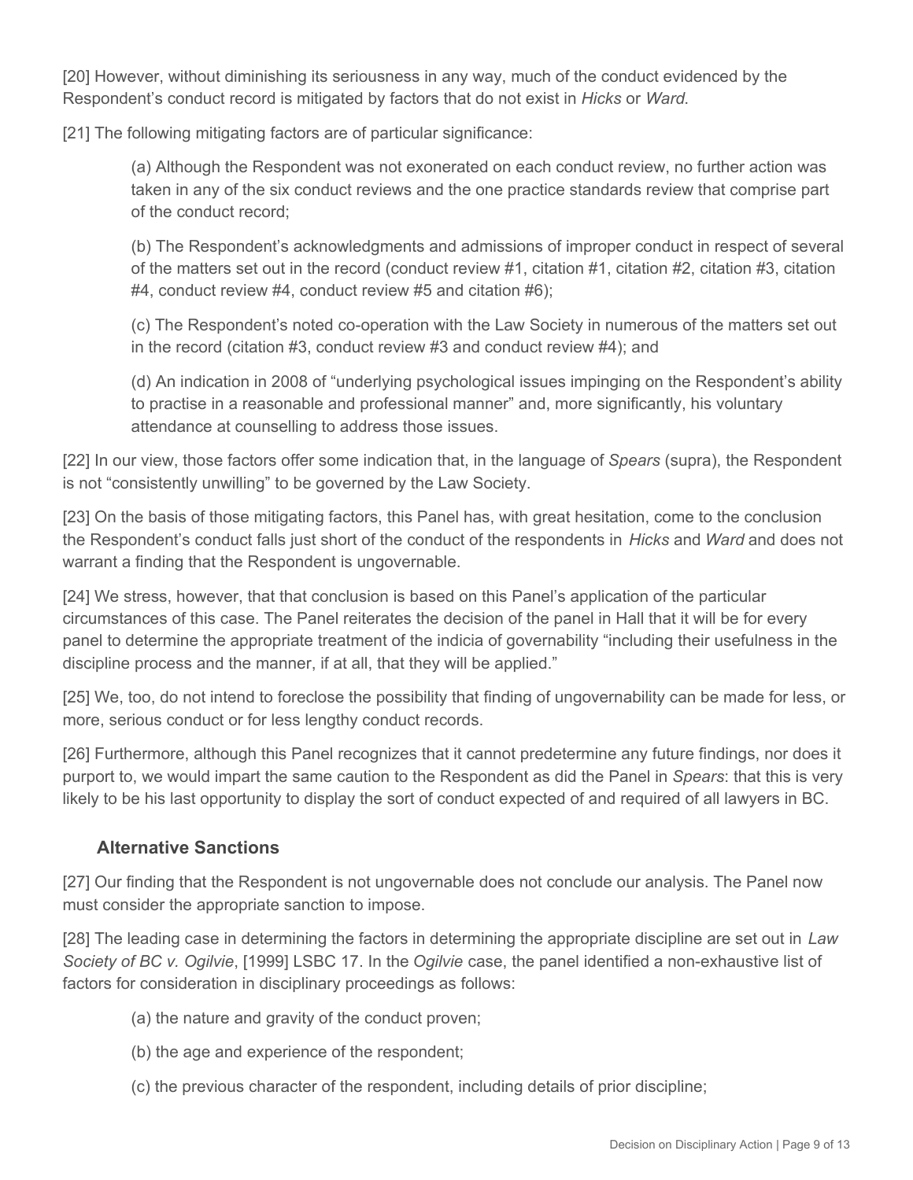[20] However, without diminishing its seriousness in any way, much of the conduct evidenced by the Respondent's conduct record is mitigated by factors that do not exist in *Hicks* or *Ward*.

[21] The following mitigating factors are of particular significance:

> (a) Although the Respondent was not exonerated on each conduct review, no further action was taken in any of the six conduct reviews and the one practice standards review that comprise part of the conduct record;
>
> (b) The Respondent's acknowledgments and admissions of improper conduct in respect of several of the matters set out in the record (conduct review #1, citation #1, citation #2, citation #3, citation #4, conduct review #4, conduct review #5 and citation #6);
>
> (c) The Respondent's noted co-operation with the Law Society in numerous of the matters set out in the record (citation #3, conduct review #3 and conduct review #4); and
>
> (d) An indication in 2008 of "underlying psychological issues impinging on the Respondent's ability to practise in a reasonable and professional manner" and, more significantly, his voluntary attendance at counselling to address those issues.

[22] In our view, those factors offer some indication that, in the language of *Spears* (supra), the Respondent is not "consistently unwilling" to be governed by the Law Society.

[23] On the basis of those mitigating factors, this Panel has, with great hesitation, come to the conclusion the Respondent's conduct falls just short of the conduct of the respondents in *Hicks* and *Ward* and does not warrant a finding that the Respondent is ungovernable.

[24] We stress, however, that that conclusion is based on this Panel's application of the particular circumstances of this case. The Panel reiterates the decision of the panel in Hall that it will be for every panel to determine the appropriate treatment of the indicia of governability "including their usefulness in the discipline process and the manner, if at all, that they will be applied."

[25] We, too, do not intend to foreclose the possibility that finding of ungovernability can be made for less, or more, serious conduct or for less lengthy conduct records.

[26] Furthermore, although this Panel recognizes that it cannot predetermine any future findings, nor does it purport to, we would impart the same caution to the Respondent as did the Panel in *Spears*: that this is very likely to be his last opportunity to display the sort of conduct expected of and required of all lawyers in BC.

## Alternative Sanctions

[27] Our finding that the Respondent is not ungovernable does not conclude our analysis. The Panel now must consider the appropriate sanction to impose.

[28] The leading case in determining the factors in determining the appropriate discipline are set out in *Law Society of BC v. Ogilvie*, [1999] LSBC 17. In the *Ogilvie* case, the panel identified a non-exhaustive list of factors for consideration in disciplinary proceedings as follows:

> (a) the nature and gravity of the conduct proven;
>
> (b) the age and experience of the respondent;
>
> (c) the previous character of the respondent, including details of prior discipline;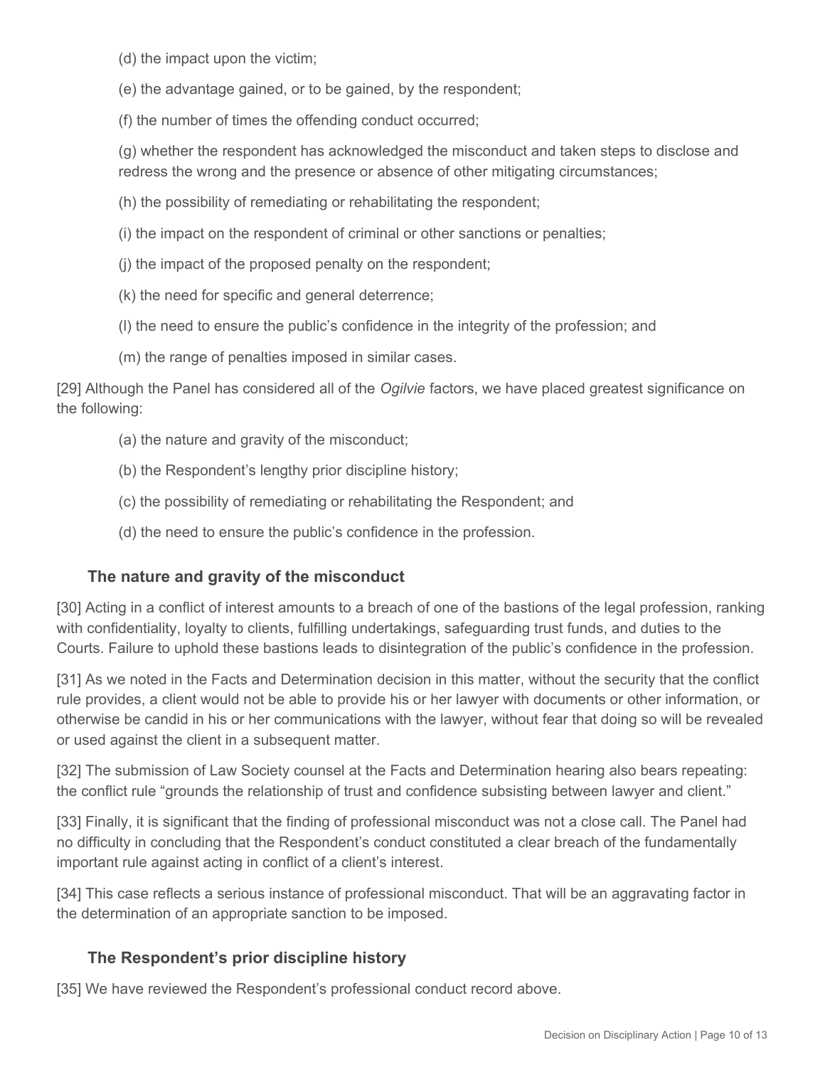(d) the impact upon the victim;

(e) the advantage gained, or to be gained, by the respondent;

(f) the number of times the offending conduct occurred;

(g) whether the respondent has acknowledged the misconduct and taken steps to disclose and redress the wrong and the presence or absence of other mitigating circumstances;

(h) the possibility of remediating or rehabilitating the respondent;

(i) the impact on the respondent of criminal or other sanctions or penalties;

(j) the impact of the proposed penalty on the respondent;

(k) the need for specific and general deterrence;

(l) the need to ensure the public's confidence in the integrity of the profession; and

(m) the range of penalties imposed in similar cases.

[29] Although the Panel has considered all of the *Ogilvie* factors, we have placed greatest significance on the following:

(a) the nature and gravity of the misconduct;

(b) the Respondent's lengthy prior discipline history;

(c) the possibility of remediating or rehabilitating the Respondent; and

(d) the need to ensure the public's confidence in the profession.

### The nature and gravity of the misconduct

[30] Acting in a conflict of interest amounts to a breach of one of the bastions of the legal profession, ranking with confidentiality, loyalty to clients, fulfilling undertakings, safeguarding trust funds, and duties to the Courts. Failure to uphold these bastions leads to disintegration of the public's confidence in the profession.

[31] As we noted in the Facts and Determination decision in this matter, without the security that the conflict rule provides, a client would not be able to provide his or her lawyer with documents or other information, or otherwise be candid in his or her communications with the lawyer, without fear that doing so will be revealed or used against the client in a subsequent matter.

[32] The submission of Law Society counsel at the Facts and Determination hearing also bears repeating: the conflict rule "grounds the relationship of trust and confidence subsisting between lawyer and client."

[33] Finally, it is significant that the finding of professional misconduct was not a close call. The Panel had no difficulty in concluding that the Respondent's conduct constituted a clear breach of the fundamentally important rule against acting in conflict of a client's interest.

[34] This case reflects a serious instance of professional misconduct. That will be an aggravating factor in the determination of an appropriate sanction to be imposed.

### The Respondent's prior discipline history

[35] We have reviewed the Respondent's professional conduct record above.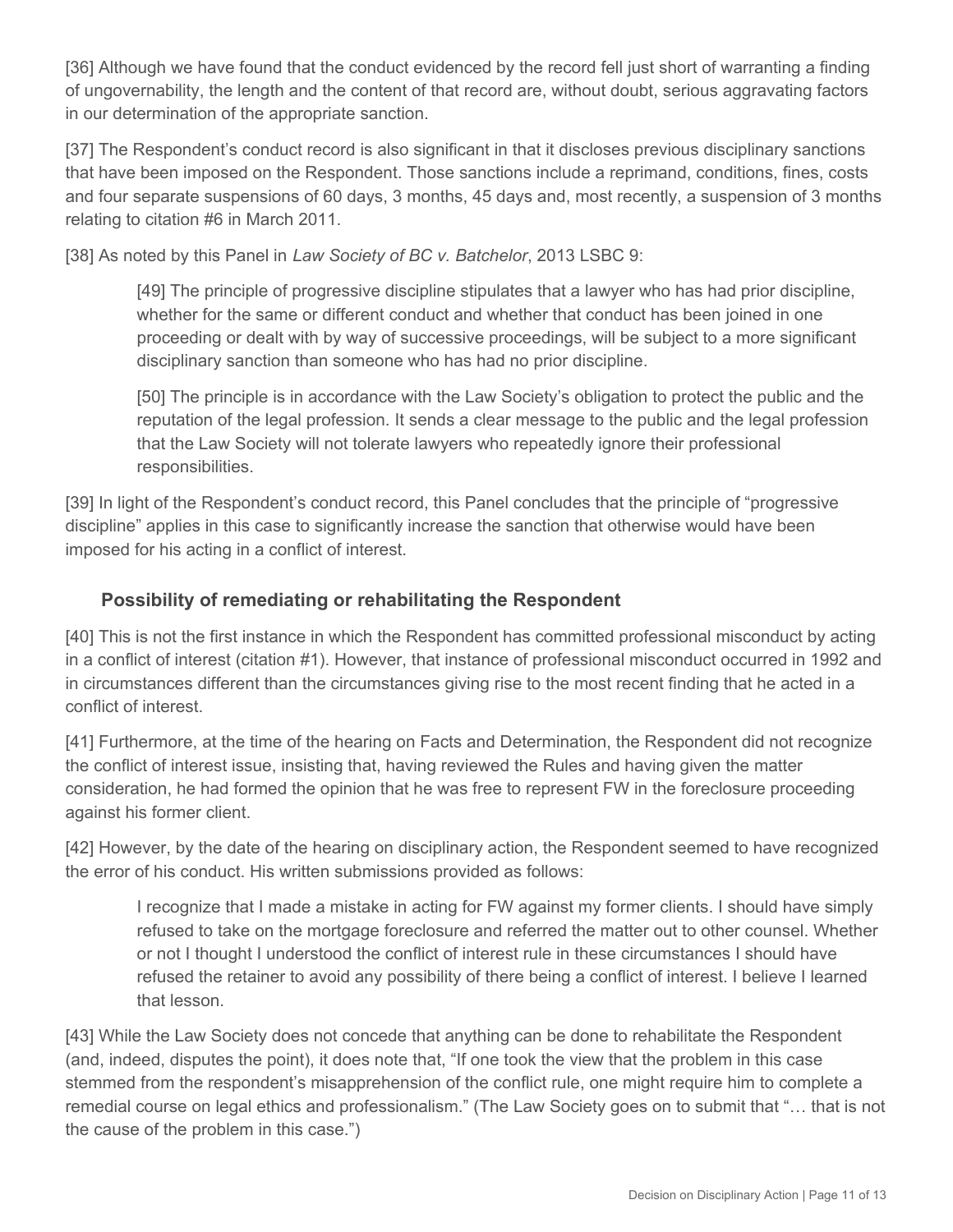[36] Although we have found that the conduct evidenced by the record fell just short of warranting a finding of ungovernability, the length and the content of that record are, without doubt, serious aggravating factors in our determination of the appropriate sanction.

[37] The Respondent's conduct record is also significant in that it discloses previous disciplinary sanctions that have been imposed on the Respondent. Those sanctions include a reprimand, conditions, fines, costs and four separate suspensions of 60 days, 3 months, 45 days and, most recently, a suspension of 3 months relating to citation #6 in March 2011.

[38] As noted by this Panel in *Law Society of BC v. Batchelor*, 2013 LSBC 9:

> [49] The principle of progressive discipline stipulates that a lawyer who has had prior discipline, whether for the same or different conduct and whether that conduct has been joined in one proceeding or dealt with by way of successive proceedings, will be subject to a more significant disciplinary sanction than someone who has had no prior discipline.
>
> [50] The principle is in accordance with the Law Society's obligation to protect the public and the reputation of the legal profession. It sends a clear message to the public and the legal profession that the Law Society will not tolerate lawyers who repeatedly ignore their professional responsibilities.

[39] In light of the Respondent's conduct record, this Panel concludes that the principle of "progressive discipline" applies in this case to significantly increase the sanction that otherwise would have been imposed for his acting in a conflict of interest.

### Possibility of remediating or rehabilitating the Respondent

[40] This is not the first instance in which the Respondent has committed professional misconduct by acting in a conflict of interest (citation #1). However, that instance of professional misconduct occurred in 1992 and in circumstances different than the circumstances giving rise to the most recent finding that he acted in a conflict of interest.

[41] Furthermore, at the time of the hearing on Facts and Determination, the Respondent did not recognize the conflict of interest issue, insisting that, having reviewed the Rules and having given the matter consideration, he had formed the opinion that he was free to represent FW in the foreclosure proceeding against his former client.

[42] However, by the date of the hearing on disciplinary action, the Respondent seemed to have recognized the error of his conduct. His written submissions provided as follows:

> I recognize that I made a mistake in acting for FW against my former clients. I should have simply refused to take on the mortgage foreclosure and referred the matter out to other counsel. Whether or not I thought I understood the conflict of interest rule in these circumstances I should have refused the retainer to avoid any possibility of there being a conflict of interest. I believe I learned that lesson.

[43] While the Law Society does not concede that anything can be done to rehabilitate the Respondent (and, indeed, disputes the point), it does note that, "If one took the view that the problem in this case stemmed from the respondent's misapprehension of the conflict rule, one might require him to complete a remedial course on legal ethics and professionalism." (The Law Society goes on to submit that "… that is not the cause of the problem in this case.")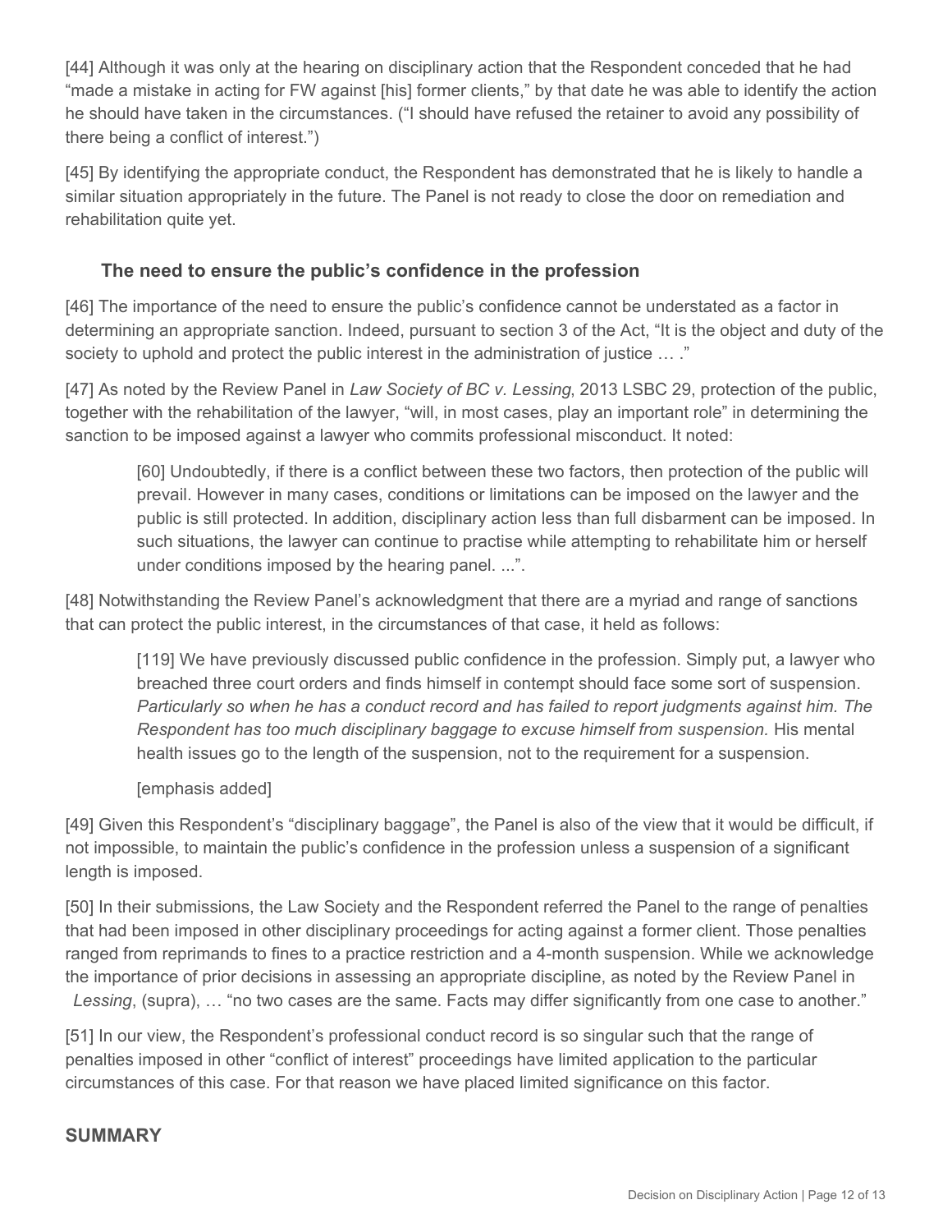[44] Although it was only at the hearing on disciplinary action that the Respondent conceded that he had "made a mistake in acting for FW against [his] former clients," by that date he was able to identify the action he should have taken in the circumstances. ("I should have refused the retainer to avoid any possibility of there being a conflict of interest.")

[45] By identifying the appropriate conduct, the Respondent has demonstrated that he is likely to handle a similar situation appropriately in the future. The Panel is not ready to close the door on remediation and rehabilitation quite yet.

### The need to ensure the public's confidence in the profession

[46] The importance of the need to ensure the public's confidence cannot be understated as a factor in determining an appropriate sanction. Indeed, pursuant to section 3 of the Act, "It is the object and duty of the society to uphold and protect the public interest in the administration of justice … ."

[47] As noted by the Review Panel in *Law Society of BC v. Lessing*, 2013 LSBC 29, protection of the public, together with the rehabilitation of the lawyer, "will, in most cases, play an important role" in determining the sanction to be imposed against a lawyer who commits professional misconduct. It noted:

> [60] Undoubtedly, if there is a conflict between these two factors, then protection of the public will prevail. However in many cases, conditions or limitations can be imposed on the lawyer and the public is still protected. In addition, disciplinary action less than full disbarment can be imposed. In such situations, the lawyer can continue to practise while attempting to rehabilitate him or herself under conditions imposed by the hearing panel. ...".

[48] Notwithstanding the Review Panel's acknowledgment that there are a myriad and range of sanctions that can protect the public interest, in the circumstances of that case, it held as follows:

> [119] We have previously discussed public confidence in the profession. Simply put, a lawyer who breached three court orders and finds himself in contempt should face some sort of suspension. *Particularly so when he has a conduct record and has failed to report judgments against him. The Respondent has too much disciplinary baggage to excuse himself from suspension.* His mental health issues go to the length of the suspension, not to the requirement for a suspension.
>
> [emphasis added]

[49] Given this Respondent's "disciplinary baggage", the Panel is also of the view that it would be difficult, if not impossible, to maintain the public's confidence in the profession unless a suspension of a significant length is imposed.

[50] In their submissions, the Law Society and the Respondent referred the Panel to the range of penalties that had been imposed in other disciplinary proceedings for acting against a former client. Those penalties ranged from reprimands to fines to a practice restriction and a 4-month suspension. While we acknowledge the importance of prior decisions in assessing an appropriate discipline, as noted by the Review Panel in *Lessing*, (supra), … "no two cases are the same. Facts may differ significantly from one case to another."

[51] In our view, the Respondent's professional conduct record is so singular such that the range of penalties imposed in other "conflict of interest" proceedings have limited application to the particular circumstances of this case. For that reason we have placed limited significance on this factor.

## SUMMARY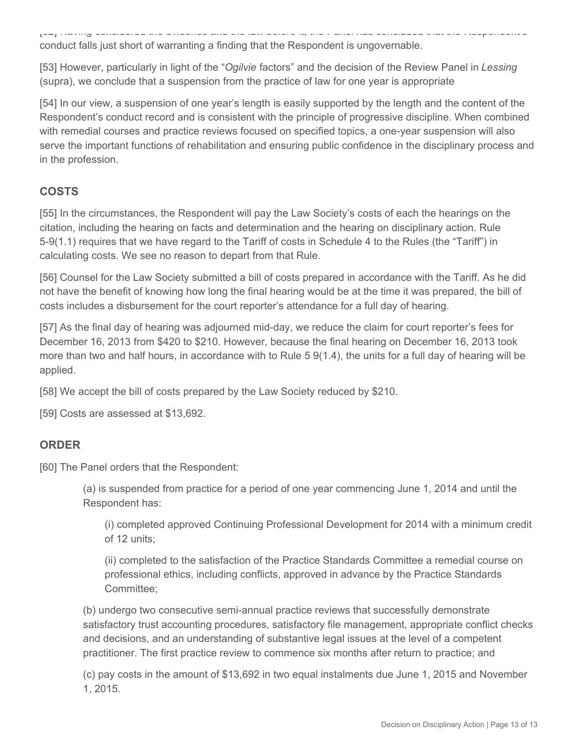[52] Having considered the evidence and the law before it, the Panel has concluded that the Respondent's conduct falls just short of warranting a finding that the Respondent is ungovernable.

[53] However, particularly in light of the "*Ogilvie* factors" and the decision of the Review Panel in *Lessing* (supra), we conclude that a suspension from the practice of law for one year is appropriate

[54] In our view, a suspension of one year's length is easily supported by the length and the content of the Respondent's conduct record and is consistent with the principle of progressive discipline. When combined with remedial courses and practice reviews focused on specified topics, a one-year suspension will also serve the important functions of rehabilitation and ensuring public confidence in the disciplinary process and in the profession.

## COSTS

[55] In the circumstances, the Respondent will pay the Law Society's costs of each the hearings on the citation, including the hearing on facts and determination and the hearing on disciplinary action. Rule 5-9(1.1) requires that we have regard to the Tariff of costs in Schedule 4 to the Rules (the "Tariff") in calculating costs. We see no reason to depart from that Rule.

[56] Counsel for the Law Society submitted a bill of costs prepared in accordance with the Tariff. As he did not have the benefit of knowing how long the final hearing would be at the time it was prepared, the bill of costs includes a disbursement for the court reporter's attendance for a full day of hearing.

[57] As the final day of hearing was adjourned mid-day, we reduce the claim for court reporter's fees for December 16, 2013 from $420 to $210. However, because the final hearing on December 16, 2013 took more than two and half hours, in accordance with to Rule 5 9(1.4), the units for a full day of hearing will be applied.

[58] We accept the bill of costs prepared by the Law Society reduced by $210.

[59] Costs are assessed at $13,692.

## ORDER

[60] The Panel orders that the Respondent:

(a) is suspended from practice for a period of one year commencing June 1, 2014 and until the Respondent has:

(i) completed approved Continuing Professional Development for 2014 with a minimum credit of 12 units;

(ii) completed to the satisfaction of the Practice Standards Committee a remedial course on professional ethics, including conflicts, approved in advance by the Practice Standards Committee;

(b) undergo two consecutive semi-annual practice reviews that successfully demonstrate satisfactory trust accounting procedures, satisfactory file management, appropriate conflict checks and decisions, and an understanding of substantive legal issues at the level of a competent practitioner. The first practice review to commence six months after return to practice; and

(c) pay costs in the amount of $13,692 in two equal instalments due June 1, 2015 and November 1, 2015.